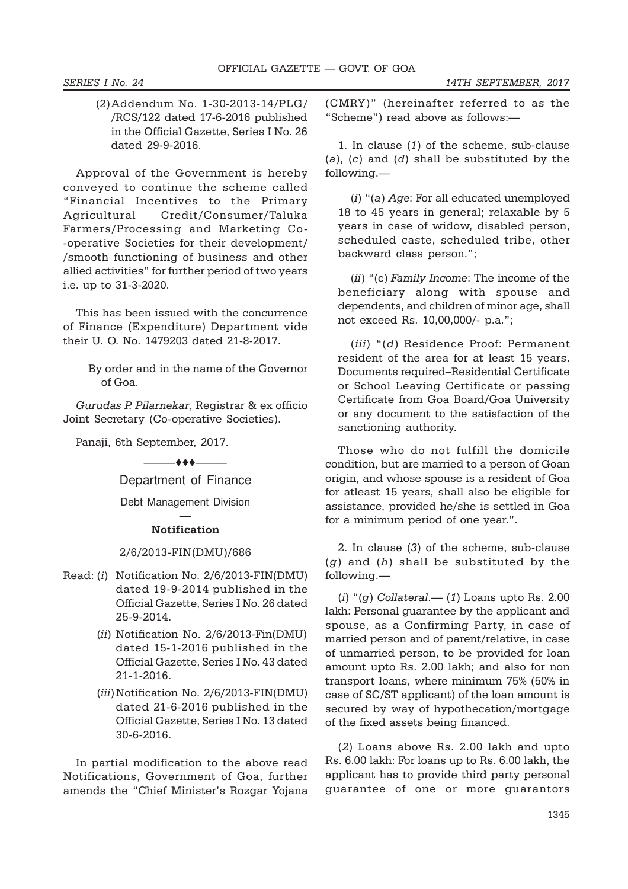(2) Addendum No. 1-30-2013-14/PLG/ /RCS/122 dated 17-6-2016 published in the Official Gazette, Series I No. 26 dated 29-9-2016.

Approval of the Government is hereby conveyed to continue the scheme called "Financial Incentives to the Primary Agricultural Credit/Consumer/Taluka Farmers/Processing and Marketing Co- -operative Societies for their development/ /smooth functioning of business and other allied activities" for further period of two years i.e. up to 31-3-2020.

This has been issued with the concurrence of Finance (Expenditure) Department vide their U. O. No. 1479203 dated 21-8-2017.

By order and in the name of the Governor of Goa.

*Gurudas P. Pilarnekar*, Registrar & ex officio Joint Secretary (Co-operative Societies).

Panaji, 6th September, 2017.

———♦♦♦———

## Department of Finance

### Debt Management Division

—

### Notification

2/6/2013-FIN(DMU)/686

Read: (*i*) Notification No. 2/6/2013-FIN(DMU) dated 19-9-2014 published in the Official Gazette, Series I No. 26 dated 25-9-2014.

(*ii*) Notification No. 2/6/2013-Fin(DMU) dated 15-1-2016 published in the Official Gazette, Series I No. 43 dated 21-1-2016.

(*iii*) Notification No. 2/6/2013-FIN(DMU) dated 21-6-2016 published in the Official Gazette, Series I No. 13 dated 30-6-2016.

In partial modification to the above read Notifications, Government of Goa, further amends the "Chief Minister's Rozgar Yojana (CMRY)" (hereinafter referred to as the "Scheme") read above as follows:—

1. In clause (*1*) of the scheme, sub-clause (*a*), (*c*) and (*d*) shall be substituted by the following.—

(*i*) "(*a*) *Age*: For all educated unemployed 18 to 45 years in general; relaxable by 5 years in case of widow, disabled person, scheduled caste, scheduled tribe, other backward class person.";

(*ii*) "(c) *Family Income*: The income of the beneficiary along with spouse and dependents, and children of minor age, shall not exceed Rs. 10,00,000/- p.a.";

(*iii*) "(*d*) Residence Proof: Permanent resident of the area for at least 15 years. Documents required–Residential Certificate or School Leaving Certificate or passing Certificate from Goa Board/Goa University or any document to the satisfaction of the sanctioning authority.

Those who do not fulfill the domicile condition, but are married to a person of Goan origin, and whose spouse is a resident of Goa for atleast 15 years, shall also be eligible for assistance, provided he/she is settled in Goa for a minimum period of one year.".

2. In clause (*3*) of the scheme, sub-clause (*g*) and (*h*) shall be substituted by the following.—

(*i*) "(*g*) *Collateral*.— (*1*) Loans upto Rs. 2.00 lakh: Personal guarantee by the applicant and spouse, as a Confirming Party, in case of married person and of parent/relative, in case of unmarried person, to be provided for loan amount upto Rs. 2.00 lakh; and also for non transport loans, where minimum 75% (50% in case of SC/ST applicant) of the loan amount is secured by way of hypothecation/mortgage of the fixed assets being financed.

(*2*) Loans above Rs. 2.00 lakh and upto Rs. 6.00 lakh: For loans up to Rs. 6.00 lakh, the applicant has to provide third party personal guarantee of one or more guarantors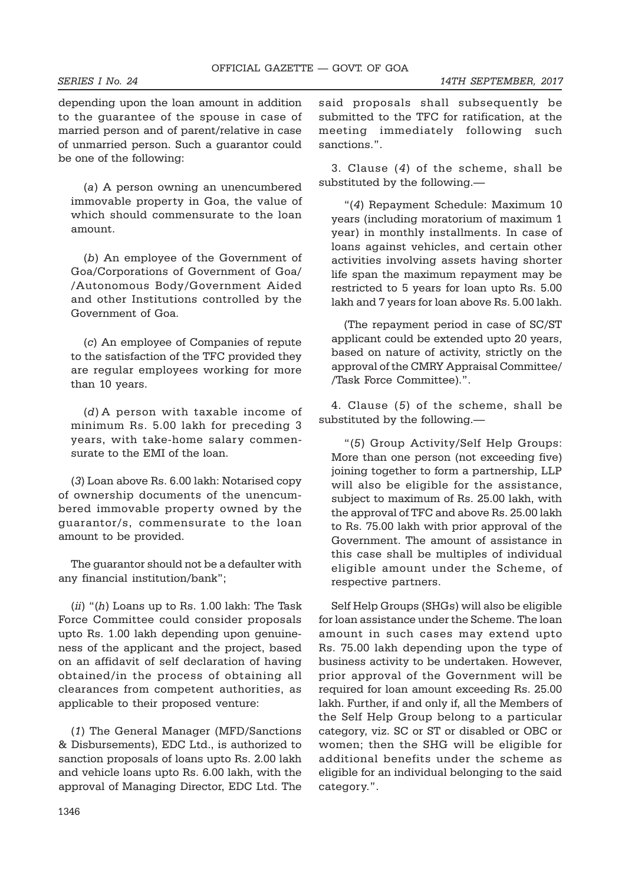depending upon the loan amount in addition to the guarantee of the spouse in case of married person and of parent/relative in case of unmarried person. Such a guarantor could be one of the following:

(*a*) A person owning an unencumbered immovable property in Goa, the value of which should commensurate to the loan amount.

(*b*) An employee of the Government of Goa/Corporations of Government of Goa/ /Autonomous Body/Government Aided and other Institutions controlled by the Government of Goa.

(*c*) An employee of Companies of repute to the satisfaction of the TFC provided they are regular employees working for more than 10 years.

(*d*) A person with taxable income of minimum Rs. 5.00 lakh for preceding 3 years, with take-home salary commensurate to the EMI of the loan.

(*3*) Loan above Rs. 6.00 lakh: Notarised copy of ownership documents of the unencumbered immovable property owned by the guarantor/s, commensurate to the loan amount to be provided.

The guarantor should not be a defaulter with any financial institution/bank";

(*ii*) "(*h*) Loans up to Rs. 1.00 lakh: The Task Force Committee could consider proposals upto Rs. 1.00 lakh depending upon genuineness of the applicant and the project, based on an affidavit of self declaration of having obtained/in the process of obtaining all clearances from competent authorities, as applicable to their proposed venture:

(*1*) The General Manager (MFD/Sanctions & Disbursements), EDC Ltd., is authorized to sanction proposals of loans upto Rs. 2.00 lakh and vehicle loans upto Rs. 6.00 lakh, with the approval of Managing Director, EDC Ltd. The said proposals shall subsequently be submitted to the TFC for ratification, at the meeting immediately following such sanctions.".

3. Clause (*4*) of the scheme, shall be substituted by the following.—

"(*4*) Repayment Schedule: Maximum 10 years (including moratorium of maximum 1 year) in monthly installments. In case of loans against vehicles, and certain other activities involving assets having shorter life span the maximum repayment may be restricted to 5 years for loan upto Rs. 5.00 lakh and 7 years for loan above Rs. 5.00 lakh.

(The repayment period in case of SC/ST applicant could be extended upto 20 years, based on nature of activity, strictly on the approval of the CMRY Appraisal Committee/ /Task Force Committee).".

4. Clause (*5*) of the scheme, shall be substituted by the following.—

"(*5*) Group Activity/Self Help Groups: More than one person (not exceeding five) joining together to form a partnership, LLP will also be eligible for the assistance, subject to maximum of Rs. 25.00 lakh, with the approval of TFC and above Rs. 25.00 lakh to Rs. 75.00 lakh with prior approval of the Government. The amount of assistance in this case shall be multiples of individual eligible amount under the Scheme, of respective partners.

Self Help Groups (SHGs) will also be eligible for loan assistance under the Scheme. The loan amount in such cases may extend upto Rs. 75.00 lakh depending upon the type of business activity to be undertaken. However, prior approval of the Government will be required for loan amount exceeding Rs. 25.00 lakh. Further, if and only if, all the Members of the Self Help Group belong to a particular category, viz. SC or ST or disabled or OBC or women; then the SHG will be eligible for additional benefits under the scheme as eligible for an individual belonging to the said category.".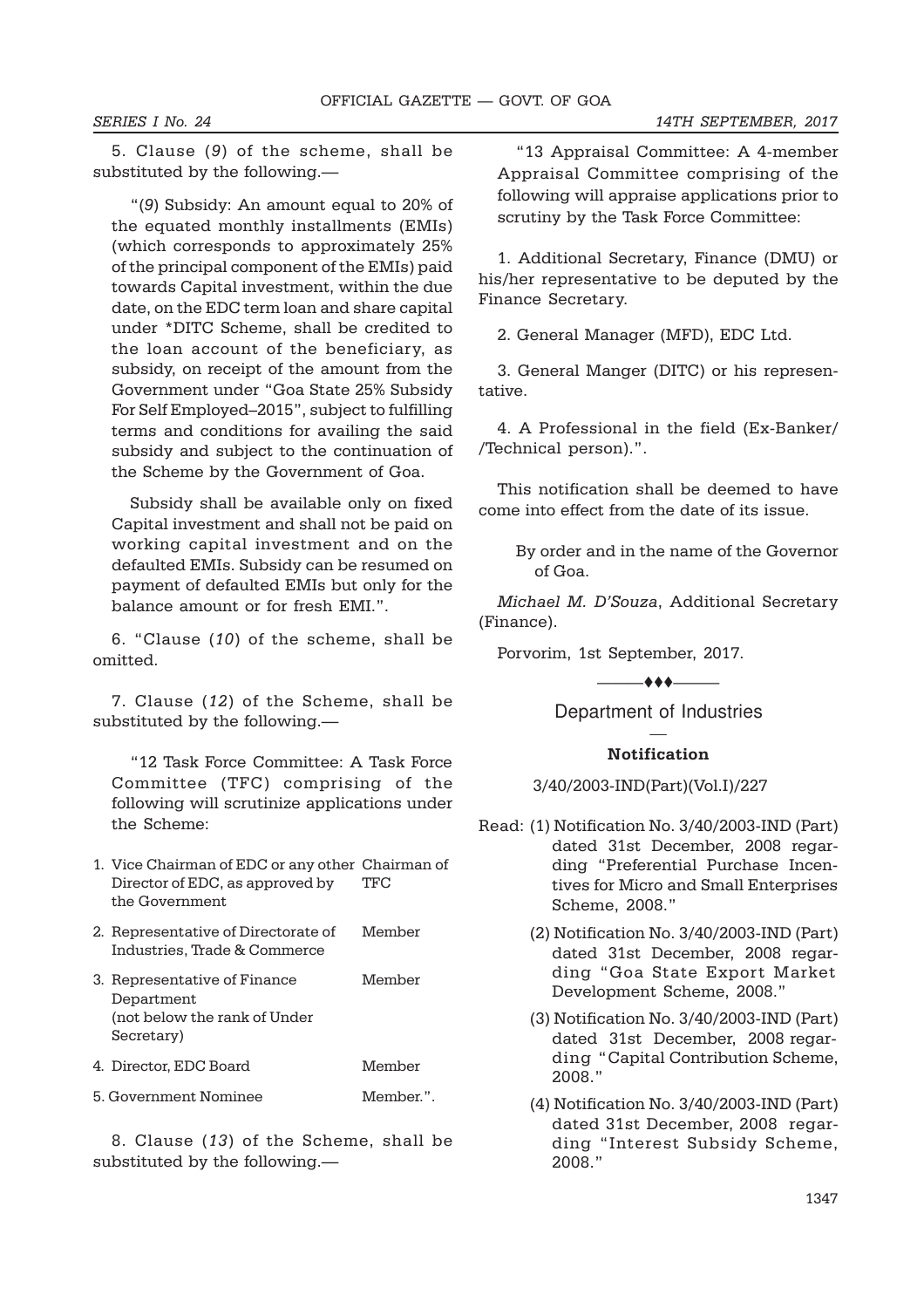5. Clause (*9*) of the scheme, shall be substituted by the following.—

"(*9*) Subsidy: An amount equal to 20% of the equated monthly installments (EMIs) (which corresponds to approximately 25% of the principal component of the EMIs) paid towards Capital investment, within the due date, on the EDC term loan and share capital under *DITC Scheme, shall be credited to the loan account of the beneficiary, as subsidy, on receipt of the amount from the Government under "Goa State 25% Subsidy For Self Employed–2015", subject to fulfilling terms and conditions for availing the said subsidy and subject to the continuation of the Scheme by the Government of Goa.

Subsidy shall be available only on fixed Capital investment and shall not be paid on working capital investment and on the defaulted EMIs. Subsidy can be resumed on payment of defaulted EMIs but only for the balance amount or for fresh EMI.".

6. "Clause (*10*) of the scheme, shall be omitted.

7. Clause (*12*) of the Scheme, shall be substituted by the following.—

"12 Task Force Committee: A Task Force Committee (TFC) comprising of the following will scrutinize applications under the Scheme:

| | |
|---|---|
| 1. Vice Chairman of EDC or any other Director of EDC, as approved by the Government | Chairman of TFC |
| 2. Representative of Directorate of Industries, Trade & Commerce | Member |
| 3. Representative of Finance Department (not below the rank of Under Secretary) | Member |
| 4. Director, EDC Board | Member |
| 5. Government Nominee | Member.". |

8. Clause (*13*) of the Scheme, shall be substituted by the following.—

"13 Appraisal Committee: A 4-member Appraisal Committee comprising of the following will appraise applications prior to scrutiny by the Task Force Committee:

1. Additional Secretary, Finance (DMU) or his/her representative to be deputed by the Finance Secretary.

2. General Manager (MFD), EDC Ltd.

3. General Manger (DITC) or his representative.

4. A Professional in the field (Ex-Banker/ /Technical person).".

This notification shall be deemed to have come into effect from the date of its issue.

By order and in the name of the Governor of Goa.

*Michael M. D'Souza*, Additional Secretary (Finance).

Porvorim, 1st September, 2017.

———♦♦♦———

## Department of Industries

—

### Notification

3/40/2003-IND(Part)(Vol.I)/227

Read: (1) Notification No. 3/40/2003-IND (Part) dated 31st December, 2008 regarding "Preferential Purchase Incentives for Micro and Small Enterprises Scheme, 2008."

(2) Notification No. 3/40/2003-IND (Part) dated 31st December, 2008 regarding "Goa State Export Market Development Scheme, 2008."

(3) Notification No. 3/40/2003-IND (Part) dated 31st December, 2008 regarding "Capital Contribution Scheme, 2008."

(4) Notification No. 3/40/2003-IND (Part) dated 31st December, 2008 regarding "Interest Subsidy Scheme, 2008."